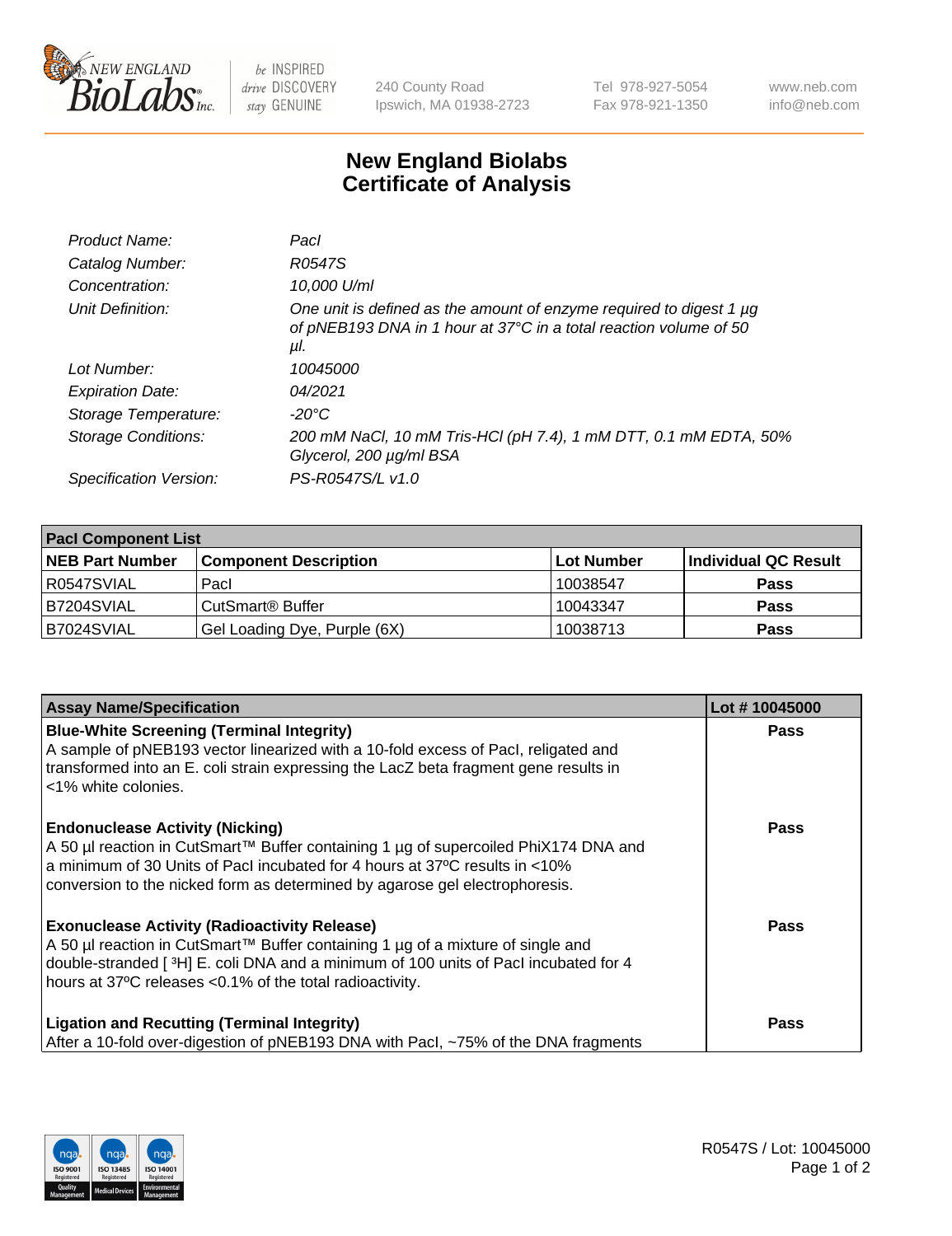# New England Biolabs Certificate of Analysis

| | |
|---|---|
| *Product Name:* | *PacI* |
| *Catalog Number:* | *R0547S* |
| *Concentration:* | *10,000 U/ml* |
| *Unit Definition:* | *One unit is defined as the amount of enzyme required to digest 1 µg of pNEB193 DNA in 1 hour at 37°C in a total reaction volume of 50 µl.* |
| *Lot Number:* | *10045000* |
| *Expiration Date:* | *04/2021* |
| *Storage Temperature:* | *-20°C* |
| *Storage Conditions:* | *200 mM NaCl, 10 mM Tris-HCl (pH 7.4), 1 mM DTT, 0.1 mM EDTA, 50% Glycerol, 200 µg/ml BSA* |
| *Specification Version:* | *PS-R0547S/L v1.0* |

| PacI Component List | | | |
|---|---|---|---|
| **NEB Part Number** | **Component Description** | **Lot Number** | **Individual QC Result** |
| R0547SVIAL | PacI | 10038547 | **Pass** |
| B7204SVIAL | CutSmart® Buffer | 10043347 | **Pass** |
| B7024SVIAL | Gel Loading Dye, Purple (6X) | 10038713 | **Pass** |

| Assay Name/Specification | Lot # 10045000 |
|---|---|
| **Blue-White Screening (Terminal Integrity)**<br>A sample of pNEB193 vector linearized with a 10-fold excess of PacI, religated and transformed into an E. coli strain expressing the LacZ beta fragment gene results in <1% white colonies. | **Pass** |
| **Endonuclease Activity (Nicking)**<br>A 50 µl reaction in CutSmart™ Buffer containing 1 µg of supercoiled PhiX174 DNA and a minimum of 30 Units of PacI incubated for 4 hours at 37ºC results in <10% conversion to the nicked form as determined by agarose gel electrophoresis. | **Pass** |
| **Exonuclease Activity (Radioactivity Release)**<br>A 50 µl reaction in CutSmart™ Buffer containing 1 µg of a mixture of single and double-stranded [ $^3$H] E. coli DNA and a minimum of 100 units of PacI incubated for 4 hours at 37ºC releases <0.1% of the total radioactivity. | **Pass** |
| **Ligation and Recutting (Terminal Integrity)**<br>After a 10-fold over-digestion of pNEB193 DNA with PacI, ~75% of the DNA fragments | **Pass** |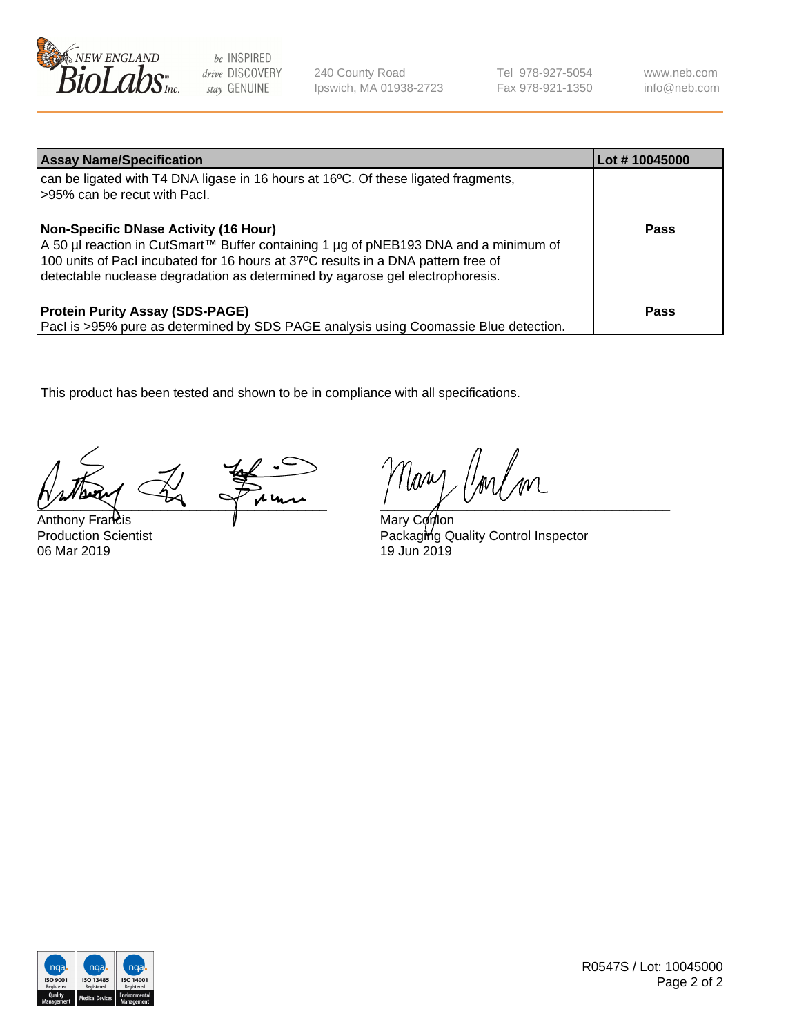| Assay Name/Specification | Lot # 10045000 |
|---|---|
| can be ligated with T4 DNA ligase in 16 hours at 16ºC. Of these ligated fragments, >95% can be recut with PacI. | |
| **Non-Specific DNase Activity (16 Hour)**<br>A 50 µl reaction in CutSmart™ Buffer containing 1 µg of pNEB193 DNA and a minimum of 100 units of PacI incubated for 16 hours at 37ºC results in a DNA pattern free of detectable nuclease degradation as determined by agarose gel electrophoresis. | **Pass** |
| **Protein Purity Assay (SDS-PAGE)**<br>PacI is >95% pure as determined by SDS PAGE analysis using Coomassie Blue detection. | **Pass** |

This product has been tested and shown to be in compliance with all specifications.

Anthony Francis
Production Scientist
06 Mar 2019

Mary Conlon
Packaging Quality Control Inspector
19 Jun 2019

R0547S / Lot: 10045000